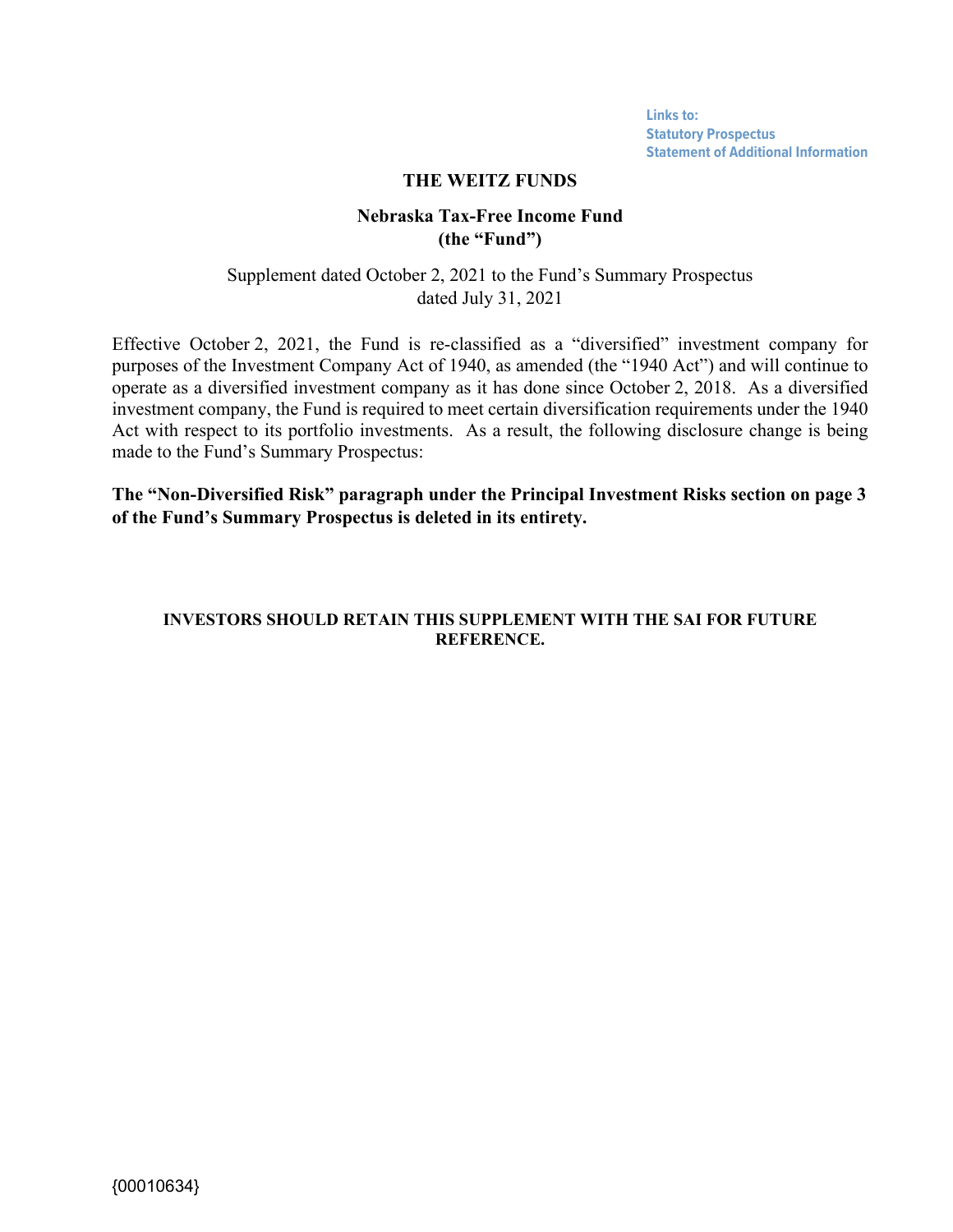Links to:
Statutory Prospectus
Statement of Additional Information

# THE WEITZ FUNDS

## Nebraska Tax-Free Income Fund
## (the "Fund")

Supplement dated October 2, 2021 to the Fund's Summary Prospectus dated July 31, 2021

Effective October 2, 2021, the Fund is re-classified as a "diversified" investment company for purposes of the Investment Company Act of 1940, as amended (the "1940 Act") and will continue to operate as a diversified investment company as it has done since October 2, 2018. As a diversified investment company, the Fund is required to meet certain diversification requirements under the 1940 Act with respect to its portfolio investments. As a result, the following disclosure change is being made to the Fund's Summary Prospectus:

**The "Non-Diversified Risk" paragraph under the Principal Investment Risks section on page 3 of the Fund's Summary Prospectus is deleted in its entirety.**

**INVESTORS SHOULD RETAIN THIS SUPPLEMENT WITH THE SAI FOR FUTURE REFERENCE.**

{00010634}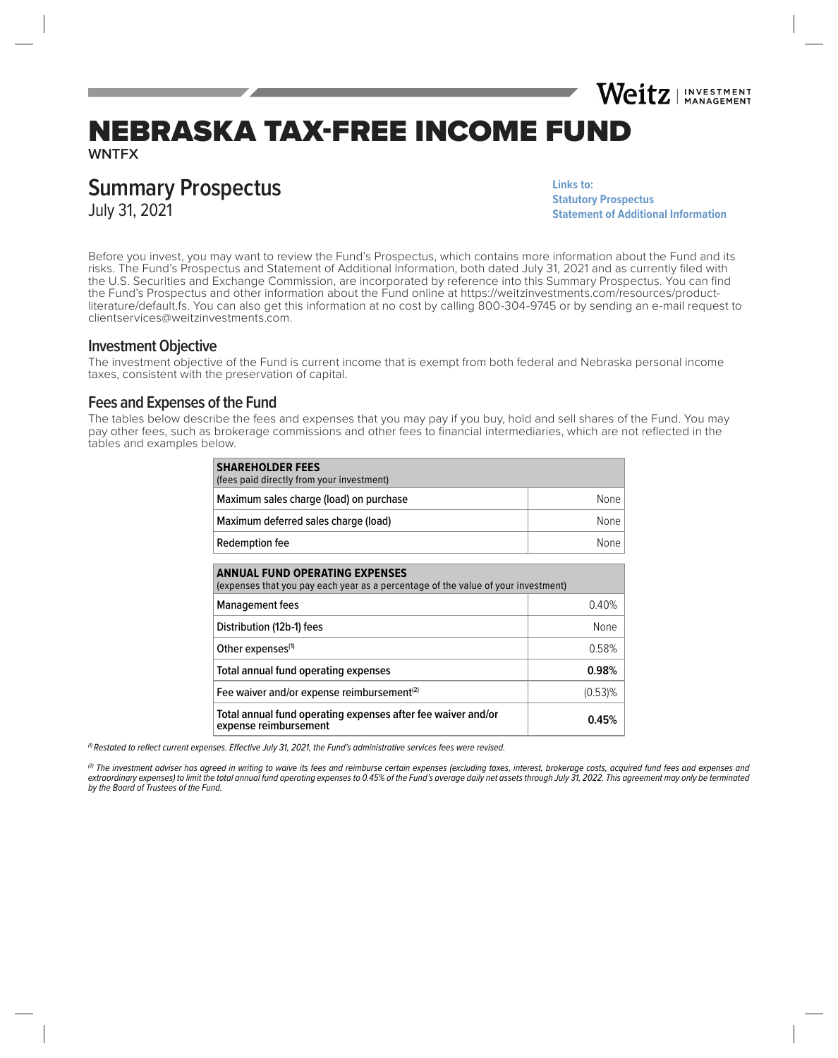Weitz | INVESTMENT MANAGEMENT

# NEBRASKA TAX-FREE INCOME FUND

**WNTFX**

## Summary Prospectus

July 31, 2021

**Links to:**
**Statutory Prospectus**
**Statement of Additional Information**

Before you invest, you may want to review the Fund's Prospectus, which contains more information about the Fund and its risks. The Fund's Prospectus and Statement of Additional Information, both dated July 31, 2021 and as currently filed with the U.S. Securities and Exchange Commission, are incorporated by reference into this Summary Prospectus. You can find the Fund's Prospectus and other information about the Fund online at https://weitzinvestments.com/resources/product-literature/default.fs. You can also get this information at no cost by calling 800-304-9745 or by sending an e-mail request to clientservices@weitzinvestments.com.

## Investment Objective

The investment objective of the Fund is current income that is exempt from both federal and Nebraska personal income taxes, consistent with the preservation of capital.

## Fees and Expenses of the Fund

The tables below describe the fees and expenses that you may pay if you buy, hold and sell shares of the Fund. You may pay other fees, such as brokerage commissions and other fees to financial intermediaries, which are not reflected in the tables and examples below.

| **SHAREHOLDER FEES** (fees paid directly from your investment) | |
|---|---|
| Maximum sales charge (load) on purchase | None |
| Maximum deferred sales charge (load) | None |
| Redemption fee | None |

| **ANNUAL FUND OPERATING EXPENSES** (expenses that you pay each year as a percentage of the value of your investment) | |
|---|---|
| Management fees | 0.40% |
| Distribution (12b-1) fees | None |
| Other expenses[1] | 0.58% |
| **Total annual fund operating expenses** | **0.98%** |
| Fee waiver and/or expense reimbursement[2] | (0.53)% |
| **Total annual fund operating expenses after fee waiver and/or expense reimbursement** | **0.45%** |

*[1] Restated to reflect current expenses. Effective July 31, 2021, the Fund's administrative services fees were revised.*

*[2] The investment adviser has agreed in writing to waive its fees and reimburse certain expenses (excluding taxes, interest, brokerage costs, acquired fund fees and expenses and extraordinary expenses) to limit the total annual fund operating expenses to 0.45% of the Fund's average daily net assets through July 31, 2022. This agreement may only be terminated by the Board of Trustees of the Fund.*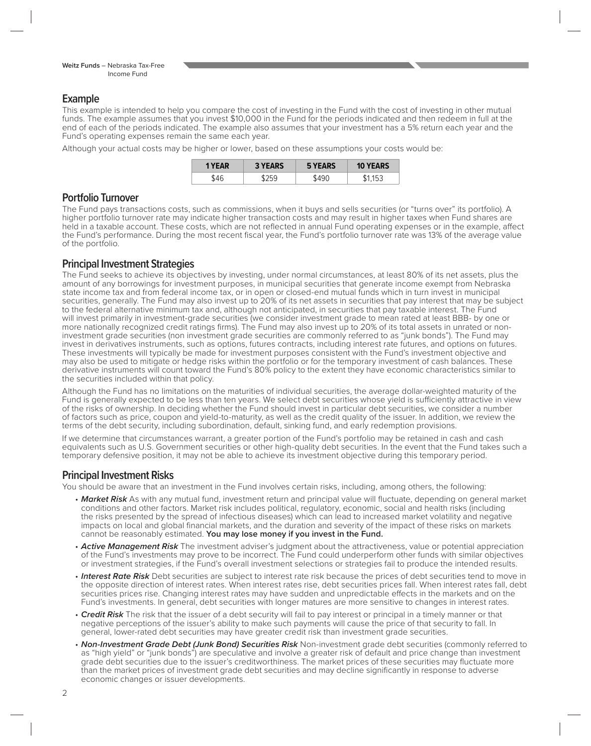## Example

This example is intended to help you compare the cost of investing in the Fund with the cost of investing in other mutual funds. The example assumes that you invest $10,000 in the Fund for the periods indicated and then redeem in full at the end of each of the periods indicated. The example also assumes that your investment has a 5% return each year and the Fund's operating expenses remain the same each year.

Although your actual costs may be higher or lower, based on these assumptions your costs would be:

| 1 YEAR | 3 YEARS | 5 YEARS | 10 YEARS |
|---|---|---|---|
| $46 | $259 | $490 | $1,153 |

## Portfolio Turnover

The Fund pays transactions costs, such as commissions, when it buys and sells securities (or "turns over" its portfolio). A higher portfolio turnover rate may indicate higher transaction costs and may result in higher taxes when Fund shares are held in a taxable account. These costs, which are not reflected in annual Fund operating expenses or in the example, affect the Fund's performance. During the most recent fiscal year, the Fund's portfolio turnover rate was 13% of the average value of the portfolio.

## Principal Investment Strategies

The Fund seeks to achieve its objectives by investing, under normal circumstances, at least 80% of its net assets, plus the amount of any borrowings for investment purposes, in municipal securities that generate income exempt from Nebraska state income tax and from federal income tax, or in open or closed-end mutual funds which in turn invest in municipal securities, generally. The Fund may also invest up to 20% of its net assets in securities that pay interest that may be subject to the federal alternative minimum tax and, although not anticipated, in securities that pay taxable interest. The Fund will invest primarily in investment-grade securities (we consider investment grade to mean rated at least BBB- by one or more nationally recognized credit ratings firms). The Fund may also invest up to 20% of its total assets in unrated or non-investment grade securities (non investment grade securities are commonly referred to as "junk bonds"). The Fund may invest in derivatives instruments, such as options, futures contracts, including interest rate futures, and options on futures. These investments will typically be made for investment purposes consistent with the Fund's investment objective and may also be used to mitigate or hedge risks within the portfolio or for the temporary investment of cash balances. These derivative instruments will count toward the Fund's 80% policy to the extent they have economic characteristics similar to the securities included within that policy.

Although the Fund has no limitations on the maturities of individual securities, the average dollar-weighted maturity of the Fund is generally expected to be less than ten years. We select debt securities whose yield is sufficiently attractive in view of the risks of ownership. In deciding whether the Fund should invest in particular debt securities, we consider a number of factors such as price, coupon and yield-to-maturity, as well as the credit quality of the issuer. In addition, we review the terms of the debt security, including subordination, default, sinking fund, and early redemption provisions.

If we determine that circumstances warrant, a greater portion of the Fund's portfolio may be retained in cash and cash equivalents such as U.S. Government securities or other high-quality debt securities. In the event that the Fund takes such a temporary defensive position, it may not be able to achieve its investment objective during this temporary period.

## Principal Investment Risks

You should be aware that an investment in the Fund involves certain risks, including, among others, the following:

- ***Market Risk*** As with any mutual fund, investment return and principal value will fluctuate, depending on general market conditions and other factors. Market risk includes political, regulatory, economic, social and health risks (including the risks presented by the spread of infectious diseases) which can lead to increased market volatility and negative impacts on local and global financial markets, and the duration and severity of the impact of these risks on markets cannot be reasonably estimated. **You may lose money if you invest in the Fund.**
- ***Active Management Risk*** The investment adviser's judgment about the attractiveness, value or potential appreciation of the Fund's investments may prove to be incorrect. The Fund could underperform other funds with similar objectives or investment strategies, if the Fund's overall investment selections or strategies fail to produce the intended results.
- ***Interest Rate Risk*** Debt securities are subject to interest rate risk because the prices of debt securities tend to move in the opposite direction of interest rates. When interest rates rise, debt securities prices fall. When interest rates fall, debt securities prices rise. Changing interest rates may have sudden and unpredictable effects in the markets and on the Fund's investments. In general, debt securities with longer matures are more sensitive to changes in interest rates.
- ***Credit Risk*** The risk that the issuer of a debt security will fail to pay interest or principal in a timely manner or that negative perceptions of the issuer's ability to make such payments will cause the price of that security to fall. In general, lower-rated debt securities may have greater credit risk than investment grade securities.
- ***Non-Investment Grade Debt (Junk Bond) Securities Risk*** Non-investment grade debt securities (commonly referred to as "high yield" or "junk bonds") are speculative and involve a greater risk of default and price change than investment grade debt securities due to the issuer's creditworthiness. The market prices of these securities may fluctuate more than the market prices of investment grade debt securities and may decline significantly in response to adverse economic changes or issuer developments.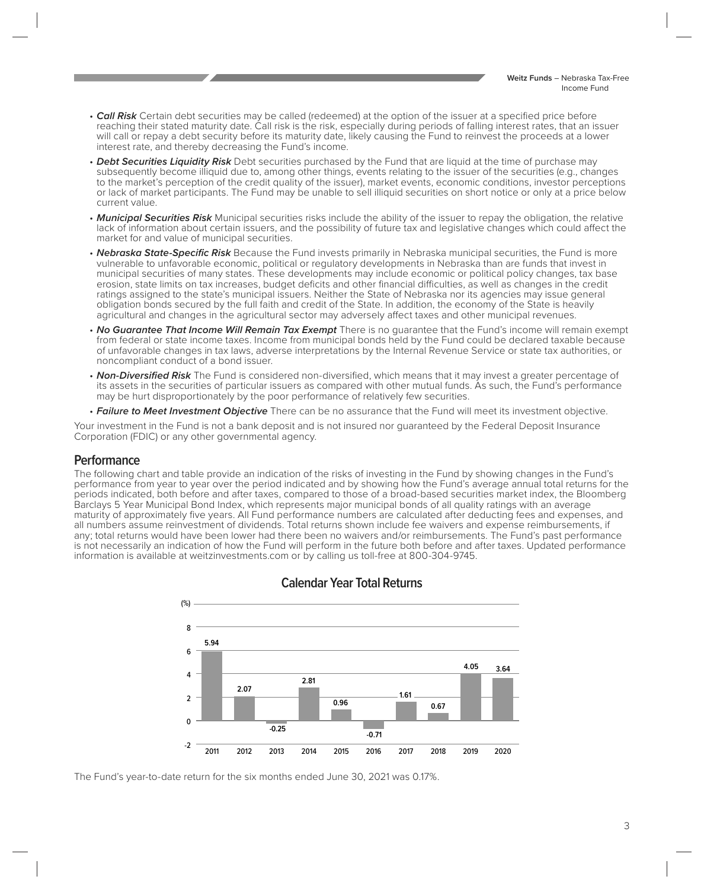- ***Call Risk*** Certain debt securities may be called (redeemed) at the option of the issuer at a specified price before reaching their stated maturity date. Call risk is the risk, especially during periods of falling interest rates, that an issuer will call or repay a debt security before its maturity date, likely causing the Fund to reinvest the proceeds at a lower interest rate, and thereby decreasing the Fund's income.
- ***Debt Securities Liquidity Risk*** Debt securities purchased by the Fund that are liquid at the time of purchase may subsequently become illiquid due to, among other things, events relating to the issuer of the securities (e.g., changes to the market's perception of the credit quality of the issuer), market events, economic conditions, investor perceptions or lack of market participants. The Fund may be unable to sell illiquid securities on short notice or only at a price below current value.
- ***Municipal Securities Risk*** Municipal securities risks include the ability of the issuer to repay the obligation, the relative lack of information about certain issuers, and the possibility of future tax and legislative changes which could affect the market for and value of municipal securities.
- ***Nebraska State-Specific Risk*** Because the Fund invests primarily in Nebraska municipal securities, the Fund is more vulnerable to unfavorable economic, political or regulatory developments in Nebraska than are funds that invest in municipal securities of many states. These developments may include economic or political policy changes, tax base erosion, state limits on tax increases, budget deficits and other financial difficulties, as well as changes in the credit ratings assigned to the state's municipal issuers. Neither the State of Nebraska nor its agencies may issue general obligation bonds secured by the full faith and credit of the State. In addition, the economy of the State is heavily agricultural and changes in the agricultural sector may adversely affect taxes and other municipal revenues.
- ***No Guarantee That Income Will Remain Tax Exempt*** There is no guarantee that the Fund's income will remain exempt from federal or state income taxes. Income from municipal bonds held by the Fund could be declared taxable because of unfavorable changes in tax laws, adverse interpretations by the Internal Revenue Service or state tax authorities, or noncompliant conduct of a bond issuer.
- ***Non-Diversified Risk*** The Fund is considered non-diversified, which means that it may invest a greater percentage of its assets in the securities of particular issuers as compared with other mutual funds. As such, the Fund's performance may be hurt disproportionately by the poor performance of relatively few securities.
- ***Failure to Meet Investment Objective*** There can be no assurance that the Fund will meet its investment objective.

Your investment in the Fund is not a bank deposit and is not insured nor guaranteed by the Federal Deposit Insurance Corporation (FDIC) or any other governmental agency.

## Performance

The following chart and table provide an indication of the risks of investing in the Fund by showing changes in the Fund's performance from year to year over the period indicated and by showing how the Fund's average annual total returns for the periods indicated, both before and after taxes, compared to those of a broad-based securities market index, the Bloomberg Barclays 5 Year Municipal Bond Index, which represents major municipal bonds of all quality ratings with an average maturity of approximately five years. All Fund performance numbers are calculated after deducting fees and expenses, and all numbers assume reinvestment of dividends. Total returns shown include fee waivers and expense reimbursements, if any; total returns would have been lower had there been no waivers and/or reimbursements. The Fund's past performance is not necessarily an indication of how the Fund will perform in the future both before and after taxes. Updated performance information is available at weitzinvestments.com or by calling us toll-free at 800-304-9745.

### Calendar Year Total Returns

| Year | 2011 | 2012 | 2013 | 2014 | 2015 | 2016 | 2017 | 2018 | 2019 | 2020 |
|---|---|---|---|---|---|---|---|---|---|---|
| (%) | 5.94 | 2.07 | -0.25 | 2.81 | 0.96 | -0.71 | 1.61 | 0.67 | 4.05 | 3.64 |

The Fund's year-to-date return for the six months ended June 30, 2021 was 0.17%.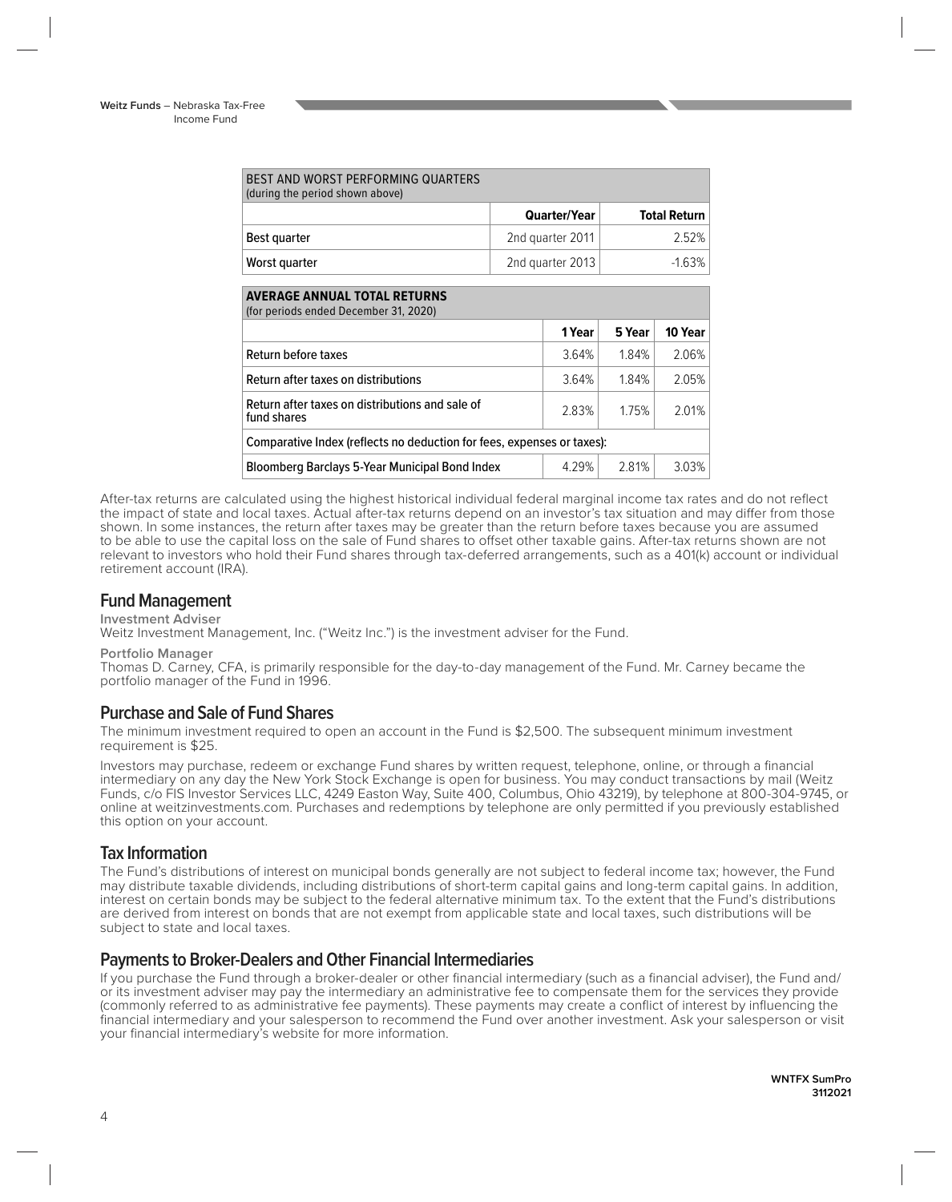| BEST AND WORST PERFORMING QUARTERS (during the period shown above) | | |
|---|---|---|
| | Quarter/Year | Total Return |
| Best quarter | 2nd quarter 2011 | 2.52% |
| Worst quarter | 2nd quarter 2013 | -1.63% |

| AVERAGE ANNUAL TOTAL RETURNS (for periods ended December 31, 2020) | | | |
|---|---|---|---|
| | 1 Year | 5 Year | 10 Year |
| Return before taxes | 3.64% | 1.84% | 2.06% |
| Return after taxes on distributions | 3.64% | 1.84% | 2.05% |
| Return after taxes on distributions and sale of fund shares | 2.83% | 1.75% | 2.01% |
| Comparative Index (reflects no deduction for fees, expenses or taxes): | | | |
| Bloomberg Barclays 5-Year Municipal Bond Index | 4.29% | 2.81% | 3.03% |

After-tax returns are calculated using the highest historical individual federal marginal income tax rates and do not reflect the impact of state and local taxes. Actual after-tax returns depend on an investor's tax situation and may differ from those shown. In some instances, the return after taxes may be greater than the return before taxes because you are assumed to be able to use the capital loss on the sale of Fund shares to offset other taxable gains. After-tax returns shown are not relevant to investors who hold their Fund shares through tax-deferred arrangements, such as a 401(k) account or individual retirement account (IRA).

## Fund Management

**Investment Adviser**

Weitz Investment Management, Inc. ("Weitz Inc.") is the investment adviser for the Fund.

**Portfolio Manager**

Thomas D. Carney, CFA, is primarily responsible for the day-to-day management of the Fund. Mr. Carney became the portfolio manager of the Fund in 1996.

## Purchase and Sale of Fund Shares

The minimum investment required to open an account in the Fund is $2,500. The subsequent minimum investment requirement is $25.

Investors may purchase, redeem or exchange Fund shares by written request, telephone, online, or through a financial intermediary on any day the New York Stock Exchange is open for business. You may conduct transactions by mail (Weitz Funds, c/o FIS Investor Services LLC, 4249 Easton Way, Suite 400, Columbus, Ohio 43219), by telephone at 800-304-9745, or online at weitzinvestments.com. Purchases and redemptions by telephone are only permitted if you previously established this option on your account.

## Tax Information

The Fund's distributions of interest on municipal bonds generally are not subject to federal income tax; however, the Fund may distribute taxable dividends, including distributions of short-term capital gains and long-term capital gains. In addition, interest on certain bonds may be subject to the federal alternative minimum tax. To the extent that the Fund's distributions are derived from interest on bonds that are not exempt from applicable state and local taxes, such distributions will be subject to state and local taxes.

## Payments to Broker-Dealers and Other Financial Intermediaries

If you purchase the Fund through a broker-dealer or other financial intermediary (such as a financial adviser), the Fund and/or its investment adviser may pay the intermediary an administrative fee to compensate them for the services they provide (commonly referred to as administrative fee payments). These payments may create a conflict of interest by influencing the financial intermediary and your salesperson to recommend the Fund over another investment. Ask your salesperson or visit your financial intermediary's website for more information.

**WNTFX SumPro**
**3112021**